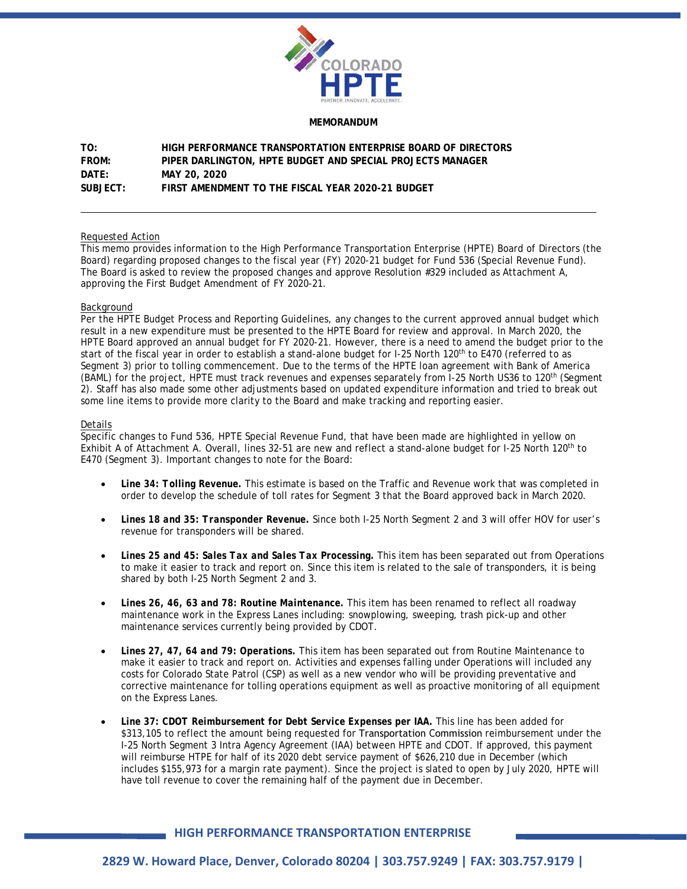**MEMORANDUM**

**TO:** HIGH PERFORMANCE TRANSPORTATION ENTERPRISE BOARD OF DIRECTORS
**FROM:** PIPER DARLINGTON, HPTE BUDGET AND SPECIAL PROJECTS MANAGER
**DATE:** MAY 20, 2020
**SUBJECT:** FIRST AMENDMENT TO THE FISCAL YEAR 2020-21 BUDGET

---

Requested Action

This memo provides information to the High Performance Transportation Enterprise (HPTE) Board of Directors (the Board) regarding proposed changes to the fiscal year (FY) 2020-21 budget for Fund 536 (Special Revenue Fund). The Board is asked to review the proposed changes and approve Resolution #329 included as Attachment A, approving the First Budget Amendment of FY 2020-21.

Background

Per the HPTE Budget Process and Reporting Guidelines, any changes to the current approved annual budget which result in a new expenditure must be presented to the HPTE Board for review and approval. In March 2020, the HPTE Board approved an annual budget for FY 2020-21. However, there is a need to amend the budget prior to the start of the fiscal year in order to establish a stand-alone budget for I-25 North 120th to E470 (referred to as Segment 3) prior to tolling commencement. Due to the terms of the HPTE loan agreement with Bank of America (BAML) for the project, HPTE must track revenues and expenses separately from I-25 North US36 to 120th (Segment 2). Staff has also made some other adjustments based on updated expenditure information and tried to break out some line items to provide more clarity to the Board and make tracking and reporting easier.

Details

Specific changes to Fund 536, HPTE Special Revenue Fund, that have been made are highlighted in yellow on Exhibit A of Attachment A. Overall, lines 32-51 are new and reflect a stand-alone budget for I-25 North 120th to E470 (Segment 3). Important changes to note for the Board:

- ***Line 34: Tolling Revenue.*** This estimate is based on the Traffic and Revenue work that was completed in order to develop the schedule of toll rates for Segment 3 that the Board approved back in March 2020.
- ***Lines 18 and 35: Transponder Revenue.*** Since both I-25 North Segment 2 and 3 will offer HOV for user's revenue for transponders will be shared.
- ***Lines 25 and 45: Sales Tax and Sales Tax Processing.*** This item has been separated out from Operations to make it easier to track and report on. Since this item is related to the sale of transponders, it is being shared by both I-25 North Segment 2 and 3.
- ***Lines 26, 46, 63 and 78: Routine Maintenance.*** This item has been renamed to reflect all roadway maintenance work in the Express Lanes including: snowplowing, sweeping, trash pick-up and other maintenance services currently being provided by CDOT.
- ***Lines 27, 47, 64 and 79: Operations.*** This item has been separated out from Routine Maintenance to make it easier to track and report on. Activities and expenses falling under Operations will included any costs for Colorado State Patrol (CSP) as well as a new vendor who will be providing preventative and corrective maintenance for tolling operations equipment as well as proactive monitoring of all equipment on the Express Lanes.
- ***Line 37: CDOT Reimbursement for Debt Service Expenses per IAA.*** This line has been added for $313,105 to reflect the amount being requested for Transportation Commission reimbursement under the I-25 North Segment 3 Intra Agency Agreement (IAA) between HPTE and CDOT. If approved, this payment will reimburse HTPE for half of its 2020 debt service payment of $626,210 due in December (which includes $155,973 for a margin rate payment). Since the project is slated to open by July 2020, HPTE will have toll revenue to cover the remaining half of the payment due in December.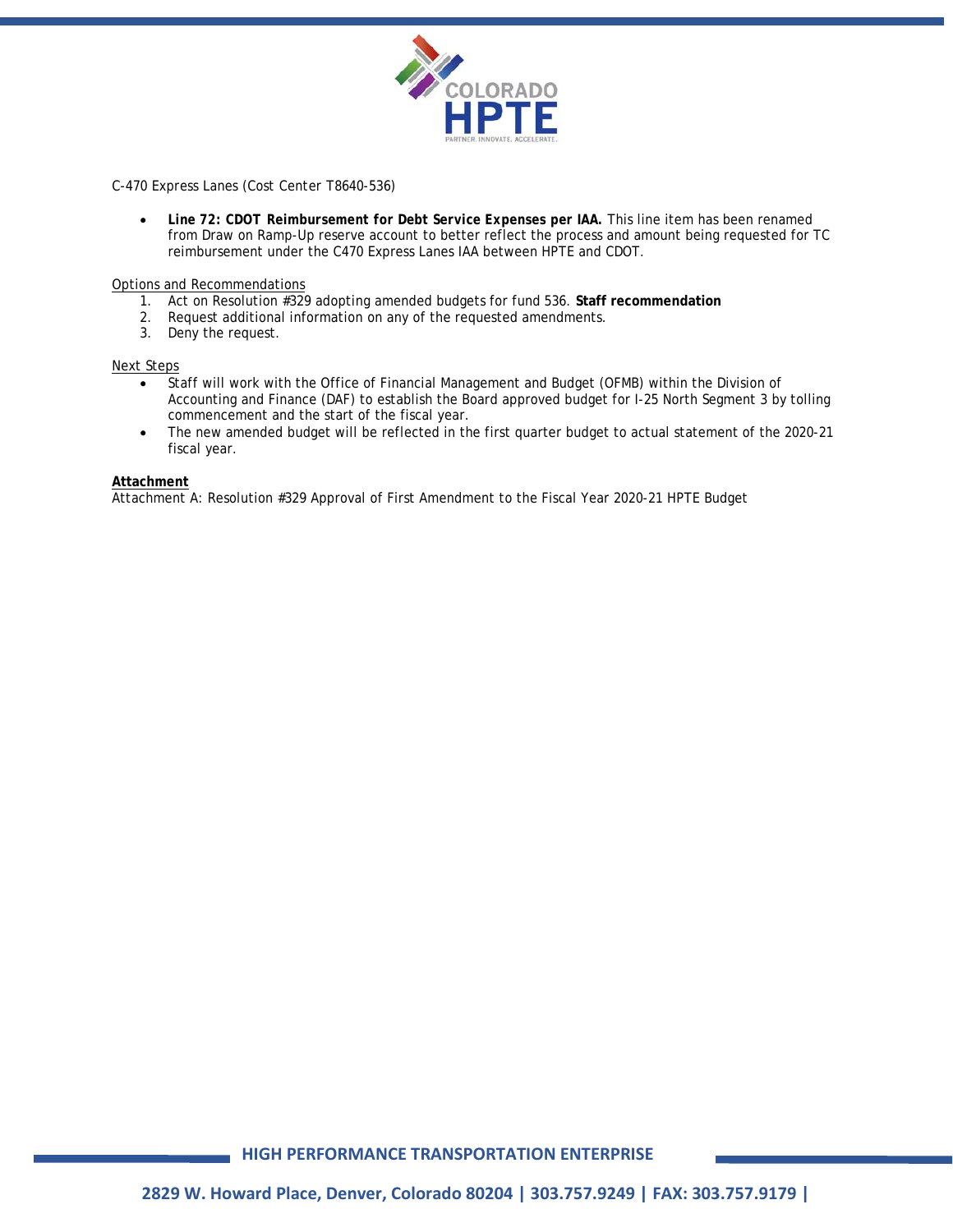C-470 Express Lanes (Cost Center T8640-536)

- **Line 72: CDOT Reimbursement for Debt Service Expenses per IAA.** This line item has been renamed from Draw on Ramp-Up reserve account to better reflect the process and amount being requested for TC reimbursement under the C470 Express Lanes IAA between HPTE and CDOT.

Options and Recommendations

1. Act on Resolution #329 adopting amended budgets for fund 536. **Staff recommendation**
2. Request additional information on any of the requested amendments.
3. Deny the request.

Next Steps

- Staff will work with the Office of Financial Management and Budget (OFMB) within the Division of Accounting and Finance (DAF) to establish the Board approved budget for I-25 North Segment 3 by tolling commencement and the start of the fiscal year.
- The new amended budget will be reflected in the first quarter budget to actual statement of the 2020-21 fiscal year.

**Attachment**

Attachment A: Resolution #329 Approval of First Amendment to the Fiscal Year 2020-21 HPTE Budget